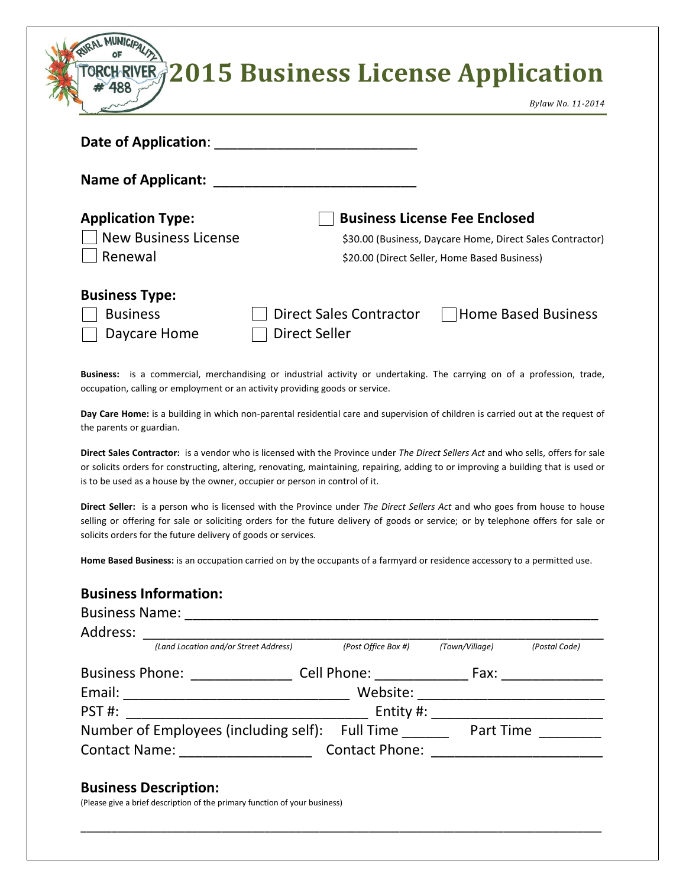RURAL MUNICIPALITY OF TORCH RIVER # 488

# 2015 Business License Application

*Bylaw No. 11-2014*

**Date of Application**: ___________________________

**Name of Applicant:** ___________________________

**Application Type:**

☐ New Business License

☐ Renewal

☐ **Business License Fee Enclosed**

$30.00 (Business, Daycare Home, Direct Sales Contractor)

$20.00 (Direct Seller, Home Based Business)

**Business Type:**

☐ Business ☐ Direct Sales Contractor ☐ Home Based Business

☐ Daycare Home ☐ Direct Seller

**Business:** is a commercial, merchandising or industrial activity or undertaking. The carrying on of a profession, trade, occupation, calling or employment or an activity providing goods or service.

**Day Care Home:** is a building in which non-parental residential care and supervision of children is carried out at the request of the parents or guardian.

**Direct Sales Contractor:** is a vendor who is licensed with the Province under *The Direct Sellers Act* and who sells, offers for sale or solicits orders for constructing, altering, renovating, maintaining, repairing, adding to or improving a building that is used or is to be used as a house by the owner, occupier or person in control of it.

**Direct Seller:** is a person who is licensed with the Province under *The Direct Sellers Act* and who goes from house to house selling or offering for sale or soliciting orders for the future delivery of goods or service; or by telephone offers for sale or solicits orders for the future delivery of goods or services.

**Home Based Business:** is an occupation carried on by the occupants of a farmyard or residence accessory to a permitted use.

## Business Information:

Business Name: ______________________________________________________

Address: ______________________________________________________

*(Land Location and/or Street Address)* *(Post Office Box #)* *(Town/Village)* *(Postal Code)*

Business Phone: _____________ Cell Phone: ____________ Fax: _____________

Email: ______________________________ Website: ________________________

PST #: ________________________________ Entity #: _______________________

Number of Employees (including self): Full Time ______ Part Time ________

Contact Name: _________________ Contact Phone: ______________________

## Business Description:

(Please give a brief description of the primary function of your business)

______________________________________________________________________________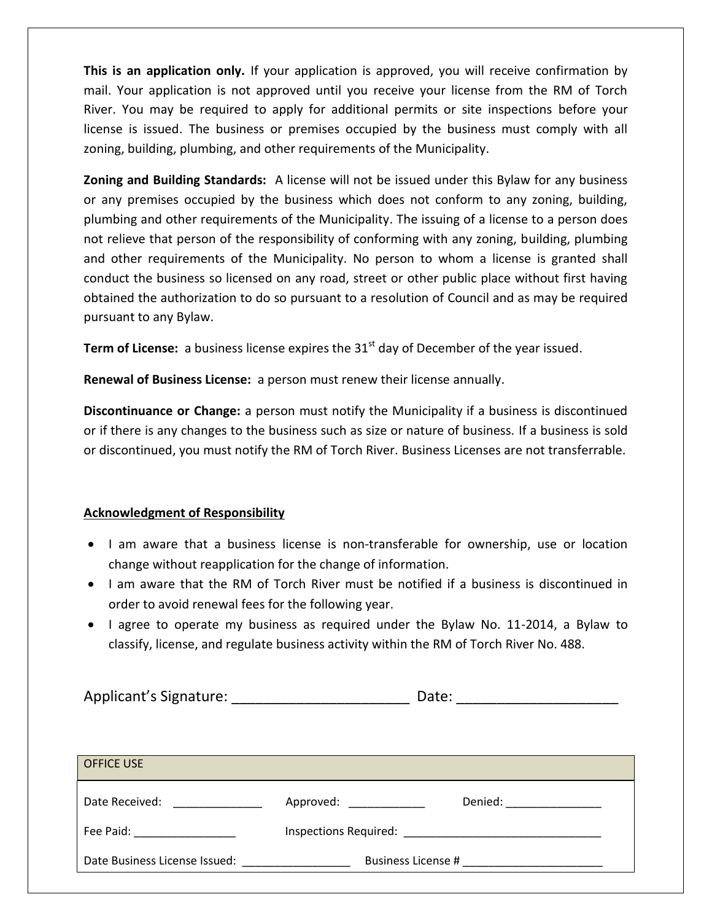**This is an application only.** If your application is approved, you will receive confirmation by mail. Your application is not approved until you receive your license from the RM of Torch River. You may be required to apply for additional permits or site inspections before your license is issued. The business or premises occupied by the business must comply with all zoning, building, plumbing, and other requirements of the Municipality.

**Zoning and Building Standards:** A license will not be issued under this Bylaw for any business or any premises occupied by the business which does not conform to any zoning, building, plumbing and other requirements of the Municipality. The issuing of a license to a person does not relieve that person of the responsibility of conforming with any zoning, building, plumbing and other requirements of the Municipality. No person to whom a license is granted shall conduct the business so licensed on any road, street or other public place without first having obtained the authorization to do so pursuant to a resolution of Council and as may be required pursuant to any Bylaw.

**Term of License:** a business license expires the 31st day of December of the year issued.

**Renewal of Business License:** a person must renew their license annually.

**Discontinuance or Change:** a person must notify the Municipality if a business is discontinued or if there is any changes to the business such as size or nature of business. If a business is sold or discontinued, you must notify the RM of Torch River. Business Licenses are not transferrable.

__Acknowledgment of Responsibility__

- I am aware that a business license is non-transferable for ownership, use or location change without reapplication for the change of information.
- I am aware that the RM of Torch River must be notified if a business is discontinued in order to avoid renewal fees for the following year.
- I agree to operate my business as required under the Bylaw No. 11-2014, a Bylaw to classify, license, and regulate business activity within the RM of Torch River No. 488.

Applicant's Signature: ______________________ Date: ____________________

| OFFICE USE | | |
|---|---|---|
| Date Received: ______________ | Approved: ____________ | Denied: _______________ |
| Fee Paid: ________________ | Inspections Required: _______________________________ | |
| Date Business License Issued: _________________ | Business License # ______________________ | |